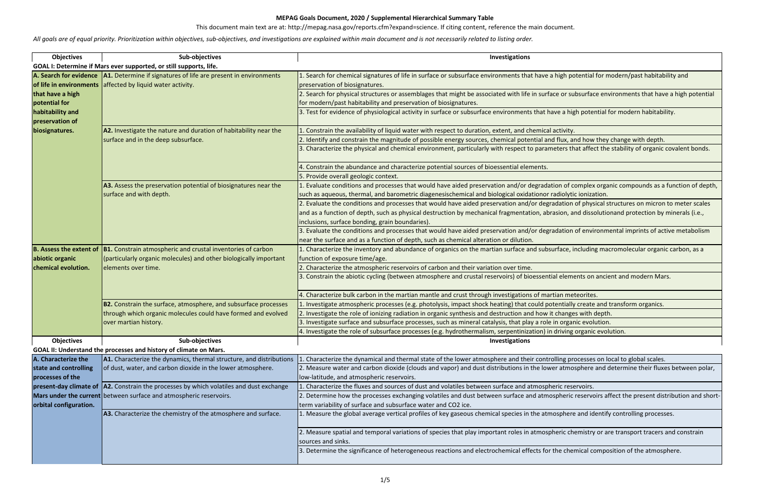**MEPAG Goals Document, 2020 / Supplemental Hierarchical Summary Table**

This document main text are at: http://mepag.nasa.gov/reports.cfm?expand=science. If citing content, reference the main document.

*All goals are of equal priority. Prioritization within objectives, sub-objectives, and investigations are explained within main document and is not necessarily related to listing order.*

| Objectives | Sub-objectives | Investigations |
|---|---|---|
| **GOAL I: Determine if Mars ever supported, or still supports, life.** | | |
| **A. Search for evidence of life in environments that have a high potential for habitability and preservation of biosignatures.** | **A1.** Determine if signatures of life are present in environments affected by liquid water activity. | 1. Search for chemical signatures of life in surface or subsurface environments that have a high potential for modern/past habitability and preservation of biosignatures. |
| | | 2. Search for physical structures or assemblages that might be associated with life in surface or subsurface environments that have a high potential for modern/past habitability and preservation of biosignatures. |
| | | 3. Test for evidence of physiological activity in surface or subsurface environments that have a high potential for modern habitability. |
| | **A2.** Investigate the nature and duration of habitability near the surface and in the deep subsurface. | 1. Constrain the availability of liquid water with respect to duration, extent, and chemical activity. |
| | | 2. Identify and constrain the magnitude of possible energy sources, chemical potential and flux, and how they change with depth. |
| | | 3. Characterize the physical and chemical environment, particularly with respect to parameters that affect the stability of organic covalent bonds. |
| | | 4. Constrain the abundance and characterize potential sources of bioessential elements. |
| | | 5. Provide overall geologic context. |
| | **A3.** Assess the preservation potential of biosignatures near the surface and with depth. | 1. Evaluate conditions and processes that would have aided preservation and/or degradation of complex organic compounds as a function of depth, such as aqueous, thermal, and barometric diagenesischemical and biological oxidationor radiolytic ionization. |
| | | 2. Evaluate the conditions and processes that would have aided preservation and/or degradation of physical structures on micron to meter scales and as a function of depth, such as physical destruction by mechanical fragmentation, abrasion, and dissolutionand protection by minerals (i.e., inclusions, surface bonding, grain boundaries). |
| | | 3. Evaluate the conditions and processes that would have aided preservation and/or degradation of environmental imprints of active metabolism near the surface and as a function of depth, such as chemical alteration or dilution. |
| **B. Assess the extent of abiotic organic chemical evolution.** | **B1.** Constrain atmospheric and crustal inventories of carbon (particularly organic molecules) and other biologically important elements over time. | 1. Characterize the inventory and abundance of organics on the martian surface and subsurface, including macromolecular organic carbon, as a function of exposure time/age. |
| | | 2. Characterize the atmospheric reservoirs of carbon and their variation over time. |
| | | 3. Constrain the abiotic cycling (between atmosphere and crustal reservoirs) of bioessential elements on ancient and modern Mars. |
| | | 4. Characterize bulk carbon in the martian mantle and crust through investigations of martian meteorites. |
| | **B2.** Constrain the surface, atmosphere, and subsurface processes through which organic molecules could have formed and evolved over martian history. | 1. Investigate atmospheric processes (e.g. photolysis, impact shock heating) that could potentially create and transform organics. |
| | | 2. Investigate the role of ionizing radiation in organic synthesis and destruction and how it changes with depth. |
| | | 3. Investigate surface and subsurface processes, such as mineral catalysis, that play a role in organic evolution. |
| | | 4. Investigate the role of subsurface processes (e.g. hydrothermalism, serpentinization) in driving organic evolution. |

| Objectives | Sub-objectives | Investigations |
|---|---|---|
| **GOAL II: Understand the processes and history of climate on Mars.** | | |
| **A. Characterize the state and controlling processes of the present-day climate of Mars under the current orbital configuration.** | **A1.** Characterize the dynamics, thermal structure, and distributions of dust, water, and carbon dioxide in the lower atmosphere. | 1. Characterize the dynamical and thermal state of the lower atmosphere and their controlling processes on local to global scales. |
| | | 2. Measure water and carbon dioxide (clouds and vapor) and dust distributions in the lower atmosphere and determine their fluxes between polar, low-latitude, and atmospheric reservoirs. |
| | **A2.** Constrain the processes by which volatiles and dust exchange between surface and atmospheric reservoirs. | 1. Characterize the fluxes and sources of dust and volatiles between surface and atmospheric reservoirs. |
| | | 2. Determine how the processes exchanging volatiles and dust between surface and atmospheric reservoirs affect the present distribution and short-term variability of surface and subsurface water and CO2 ice. |
| | **A3.** Characterize the chemistry of the atmosphere and surface. | 1. Measure the global average vertical profiles of key gaseous chemical species in the atmosphere and identify controlling processes. |
| | | 2. Measure spatial and temporal variations of species that play important roles in atmospheric chemistry or are transport tracers and constrain sources and sinks. |
| | | 3. Determine the significance of heterogeneous reactions and electrochemical effects for the chemical composition of the atmosphere. |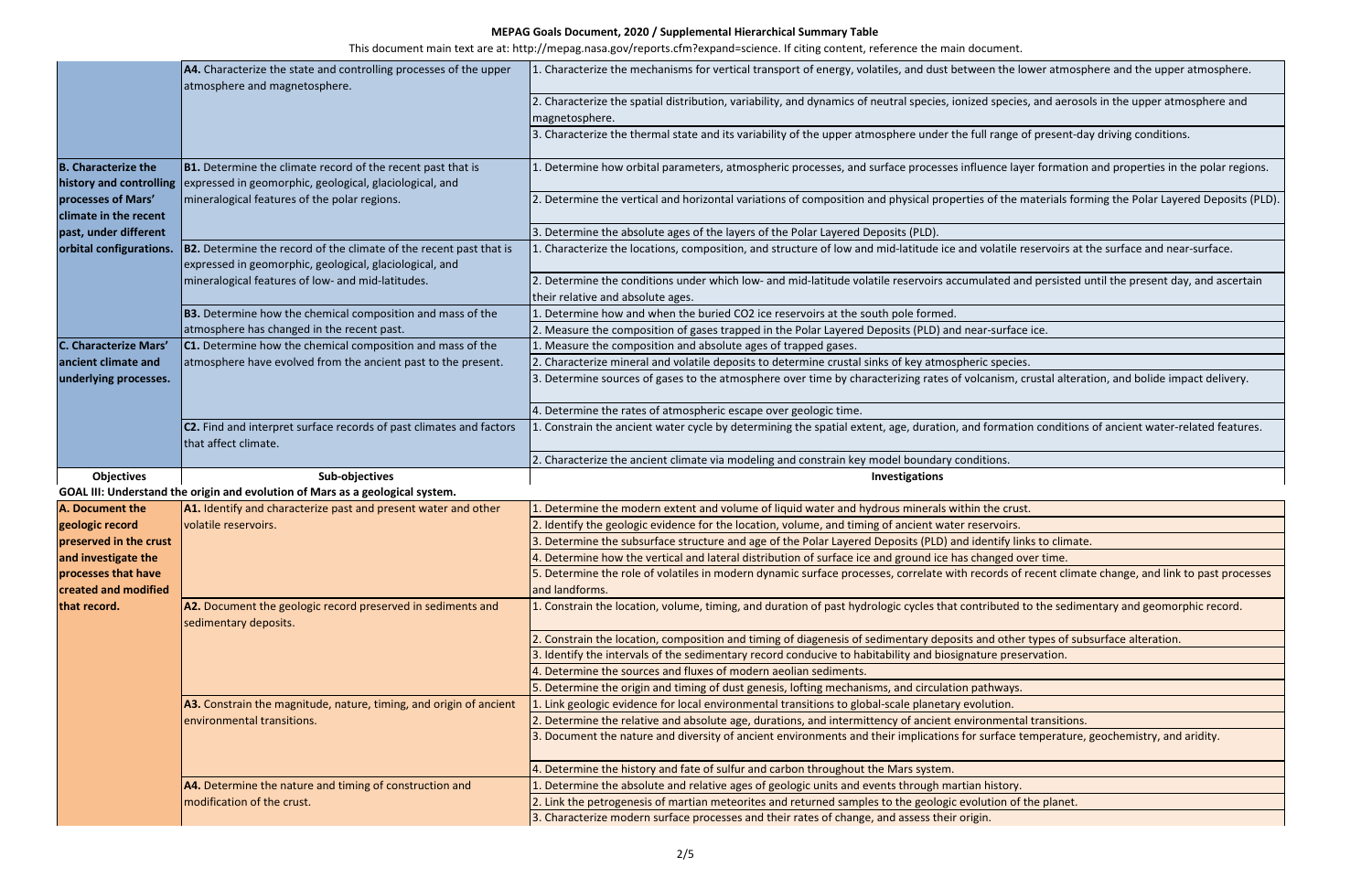**MEPAG Goals Document, 2020 / Supplemental Hierarchical Summary Table**

This document main text are at: http://mepag.nasa.gov/reports.cfm?expand=science. If citing content, reference the main document.

| | | |
|---|---|---|
| | **A4.** Characterize the state and controlling processes of the upper atmosphere and magnetosphere. | 1. Characterize the mechanisms for vertical transport of energy, volatiles, and dust between the lower atmosphere and the upper atmosphere. |
| | | 2. Characterize the spatial distribution, variability, and dynamics of neutral species, ionized species, and aerosols in the upper atmosphere and magnetosphere. |
| | | 3. Characterize the thermal state and its variability of the upper atmosphere under the full range of present-day driving conditions. |
| **B. Characterize the history and controlling processes of Mars' climate in the recent past, under different orbital configurations.** | **B1.** Determine the climate record of the recent past that is expressed in geomorphic, geological, glaciological, and mineralogical features of the polar regions. | 1. Determine how orbital parameters, atmospheric processes, and surface processes influence layer formation and properties in the polar regions. |
| | | 2. Determine the vertical and horizontal variations of composition and physical properties of the materials forming the Polar Layered Deposits (PLD). |
| | | 3. Determine the absolute ages of the layers of the Polar Layered Deposits (PLD). |
| | **B2.** Determine the record of the climate of the recent past that is expressed in geomorphic, geological, glaciological, and mineralogical features of low- and mid-latitudes. | 1. Characterize the locations, composition, and structure of low and mid-latitude ice and volatile reservoirs at the surface and near-surface. |
| | | 2. Determine the conditions under which low- and mid-latitude volatile reservoirs accumulated and persisted until the present day, and ascertain their relative and absolute ages. |
| | **B3.** Determine how the chemical composition and mass of the atmosphere has changed in the recent past. | 1. Determine how and when the buried $CO_2$ ice reservoirs at the south pole formed. |
| | | 2. Measure the composition of gases trapped in the Polar Layered Deposits (PLD) and near-surface ice. |
| **C. Characterize Mars' ancient climate and underlying processes.** | **C1.** Determine how the chemical composition and mass of the atmosphere have evolved from the ancient past to the present. | 1. Measure the composition and absolute ages of trapped gases. |
| | | 2. Characterize mineral and volatile deposits to determine crustal sinks of key atmospheric species. |
| | | 3. Determine sources of gases to the atmosphere over time by characterizing rates of volcanism, crustal alteration, and bolide impact delivery. |
| | | 4. Determine the rates of atmospheric escape over geologic time. |
| | **C2.** Find and interpret surface records of past climates and factors that affect climate. | 1. Constrain the ancient water cycle by determining the spatial extent, age, duration, and formation conditions of ancient water-related features. |
| | | 2. Characterize the ancient climate via modeling and constrain key model boundary conditions. |

**GOAL III: Understand the origin and evolution of Mars as a geological system.**

| Objectives | Sub-objectives | Investigations |
|---|---|---|
| **A. Document the geologic record preserved in the crust and investigate the processes that have created and modified that record.** | **A1.** Identify and characterize past and present water and other volatile reservoirs. | 1. Determine the modern extent and volume of liquid water and hydrous minerals within the crust. |
| | | 2. Identify the geologic evidence for the location, volume, and timing of ancient water reservoirs. |
| | | 3. Determine the subsurface structure and age of the Polar Layered Deposits (PLD) and identify links to climate. |
| | | 4. Determine how the vertical and lateral distribution of surface ice and ground ice has changed over time. |
| | | 5. Determine the role of volatiles in modern dynamic surface processes, correlate with records of recent climate change, and link to past processes and landforms. |
| | **A2.** Document the geologic record preserved in sediments and sedimentary deposits. | 1. Constrain the location, volume, timing, and duration of past hydrologic cycles that contributed to the sedimentary and geomorphic record. |
| | | 2. Constrain the location, composition and timing of diagenesis of sedimentary deposits and other types of subsurface alteration. |
| | | 3. Identify the intervals of the sedimentary record conducive to habitability and biosignature preservation. |
| | | 4. Determine the sources and fluxes of modern aeolian sediments. |
| | | 5. Determine the origin and timing of dust genesis, lofting mechanisms, and circulation pathways. |
| | **A3.** Constrain the magnitude, nature, timing, and origin of ancient environmental transitions. | 1. Link geologic evidence for local environmental transitions to global-scale planetary evolution. |
| | | 2. Determine the relative and absolute age, durations, and intermittency of ancient environmental transitions. |
| | | 3. Document the nature and diversity of ancient environments and their implications for surface temperature, geochemistry, and aridity. |
| | | 4. Determine the history and fate of sulfur and carbon throughout the Mars system. |
| | **A4.** Determine the nature and timing of construction and modification of the crust. | 1. Determine the absolute and relative ages of geologic units and events through martian history. |
| | | 2. Link the petrogenesis of martian meteorites and returned samples to the geologic evolution of the planet. |
| | | 3. Characterize modern surface processes and their rates of change, and assess their origin. |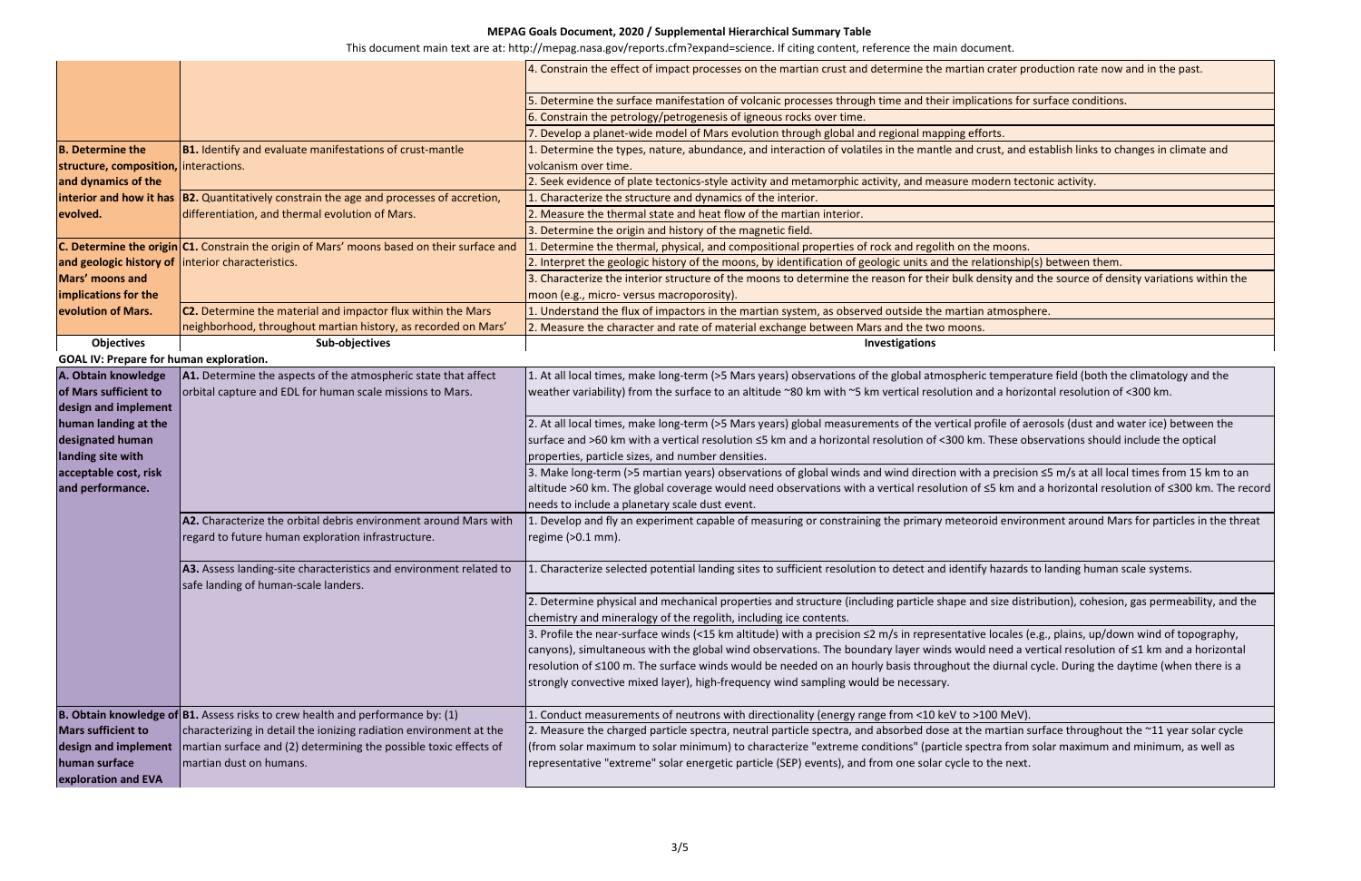**MEPAG Goals Document, 2020 / Supplemental Hierarchical Summary Table**

This document main text are at: http://mepag.nasa.gov/reports.cfm?expand=science. If citing content, reference the main document.

| | | |
|---|---|---|
| | | 4. Constrain the effect of impact processes on the martian crust and determine the martian crater production rate now and in the past. |
| | | 5. Determine the surface manifestation of volcanic processes through time and their implications for surface conditions. |
| | | 6. Constrain the petrology/petrogenesis of igneous rocks over time. |
| | | 7. Develop a planet-wide model of Mars evolution through global and regional mapping efforts. |
| **B. Determine the structure, composition, and dynamics of the interior and how it has evolved.** | **B1.** Identify and evaluate manifestations of crust-mantle interactions. | 1. Determine the types, nature, abundance, and interaction of volatiles in the mantle and crust, and establish links to changes in climate and volcanism over time. |
| | | 2. Seek evidence of plate tectonics-style activity and metamorphic activity, and measure modern tectonic activity. |
| | **B2.** Quantitatively constrain the age and processes of accretion, differentiation, and thermal evolution of Mars. | 1. Characterize the structure and dynamics of the interior. |
| | | 2. Measure the thermal state and heat flow of the martian interior. |
| | | 3. Determine the origin and history of the magnetic field. |
| **C. Determine the origin and geologic history of Mars' moons and implications for the evolution of Mars.** | **C1.** Constrain the origin of Mars' moons based on their surface and interior characteristics. | 1. Determine the thermal, physical, and compositional properties of rock and regolith on the moons. |
| | | 2. Interpret the geologic history of the moons, by identification of geologic units and the relationship(s) between them. |
| | | 3. Characterize the interior structure of the moons to determine the reason for their bulk density and the source of density variations within the moon (e.g., micro- versus macroporosity). |
| | **C2.** Determine the material and impactor flux within the Mars neighborhood, throughout martian history, as recorded on Mars' | 1. Understand the flux of impactors in the martian system, as observed outside the martian atmosphere. |
| | | 2. Measure the character and rate of material exchange between Mars and the two moons. |

**GOAL IV: Prepare for human exploration.**

| Objectives | Sub-objectives | Investigations |
|---|---|---|
| **A. Obtain knowledge of Mars sufficient to design and implement human landing at the designated human landing site with acceptable cost, risk and performance.** | **A1.** Determine the aspects of the atmospheric state that affect orbital capture and EDL for human scale missions to Mars. | 1. At all local times, make long-term (>5 Mars years) observations of the global atmospheric temperature field (both the climatology and the weather variability) from the surface to an altitude ~80 km with ~5 km vertical resolution and a horizontal resolution of <300 km. |
| | | 2. At all local times, make long-term (>5 Mars years) global measurements of the vertical profile of aerosols (dust and water ice) between the surface and >60 km with a vertical resolution ≤5 km and a horizontal resolution of <300 km. These observations should include the optical properties, particle sizes, and number densities. |
| | | 3. Make long-term (>5 martian years) observations of global winds and wind direction with a precision ≤5 m/s at all local times from 15 km to an altitude >60 km. The global coverage would need observations with a vertical resolution of ≤5 km and a horizontal resolution of ≤300 km. The record needs to include a planetary scale dust event. |
| | **A2.** Characterize the orbital debris environment around Mars with regard to future human exploration infrastructure. | 1. Develop and fly an experiment capable of measuring or constraining the primary meteoroid environment around Mars for particles in the threat regime (>0.1 mm). |
| | **A3.** Assess landing-site characteristics and environment related to safe landing of human-scale landers. | 1. Characterize selected potential landing sites to sufficient resolution to detect and identify hazards to landing human scale systems. |
| | | 2. Determine physical and mechanical properties and structure (including particle shape and size distribution), cohesion, gas permeability, and the chemistry and mineralogy of the regolith, including ice contents. |
| | | 3. Profile the near-surface winds (<15 km altitude) with a precision ≤2 m/s in representative locales (e.g., plains, up/down wind of topography, canyons), simultaneous with the global wind observations. The boundary layer winds would need a vertical resolution of ≤1 km and a horizontal resolution of ≤100 m. The surface winds would be needed on an hourly basis throughout the diurnal cycle. During the daytime (when there is a strongly convective mixed layer), high-frequency wind sampling would be necessary. |
| **B. Obtain knowledge of Mars sufficient to design and implement human surface exploration and EVA** | **B1.** Assess risks to crew health and performance by: (1) characterizing in detail the ionizing radiation environment at the martian surface and (2) determining the possible toxic effects of martian dust on humans. | 1. Conduct measurements of neutrons with directionality (energy range from <10 keV to >100 MeV). |
| | | 2. Measure the charged particle spectra, neutral particle spectra, and absorbed dose at the martian surface throughout the ~11 year solar cycle (from solar maximum to solar minimum) to characterize "extreme conditions" (particle spectra from solar maximum and minimum, as well as representative "extreme" solar energetic particle (SEP) events), and from one solar cycle to the next. |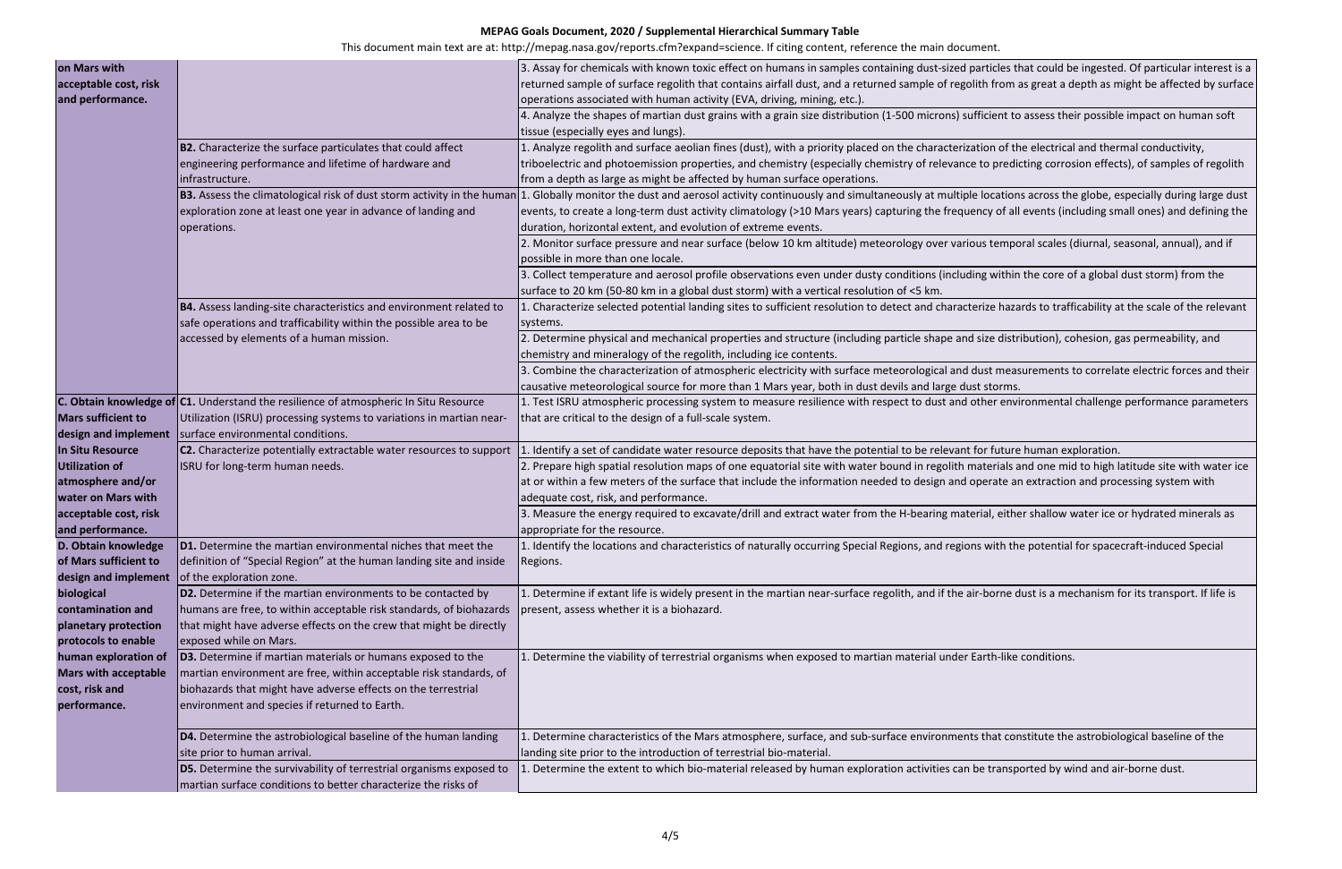**MEPAG Goals Document, 2020 / Supplemental Hierarchical Summary Table**

This document main text are at: http://mepag.nasa.gov/reports.cfm?expand=science. If citing content, reference the main document.

| | | |
|---|---|---|
| **on Mars with acceptable cost, risk and performance.** | | 3. Assay for chemicals with known toxic effect on humans in samples containing dust-sized particles that could be ingested. Of particular interest is a returned sample of surface regolith that contains airfall dust, and a returned sample of regolith from as great a depth as might be affected by surface operations associated with human activity (EVA, driving, mining, etc.). |
| | | 4. Analyze the shapes of martian dust grains with a grain size distribution (1-500 microns) sufficient to assess their possible impact on human soft tissue (especially eyes and lungs). |
| | **B2.** Characterize the surface particulates that could affect engineering performance and lifetime of hardware and infrastructure. | 1. Analyze regolith and surface aeolian fines (dust), with a priority placed on the characterization of the electrical and thermal conductivity, triboelectric and photoemission properties, and chemistry (especially chemistry of relevance to predicting corrosion effects), of samples of regolith from a depth as large as might be affected by human surface operations. |
| | **B3.** Assess the climatological risk of dust storm activity in the human exploration zone at least one year in advance of landing and operations. | 1. Globally monitor the dust and aerosol activity continuously and simultaneously at multiple locations across the globe, especially during large dust events, to create a long-term dust activity climatology (>10 Mars years) capturing the frequency of all events (including small ones) and defining the duration, horizontal extent, and evolution of extreme events. |
| | | 2. Monitor surface pressure and near surface (below 10 km altitude) meteorology over various temporal scales (diurnal, seasonal, annual), and if possible in more than one locale. |
| | | 3. Collect temperature and aerosol profile observations even under dusty conditions (including within the core of a global dust storm) from the surface to 20 km (50-80 km in a global dust storm) with a vertical resolution of <5 km. |
| | **B4.** Assess landing-site characteristics and environment related to safe operations and trafficability within the possible area to be accessed by elements of a human mission. | 1. Characterize selected potential landing sites to sufficient resolution to detect and characterize hazards to trafficability at the scale of the relevant systems. |
| | | 2. Determine physical and mechanical properties and structure (including particle shape and size distribution), cohesion, gas permeability, and chemistry and mineralogy of the regolith, including ice contents. |
| | | 3. Combine the characterization of atmospheric electricity with surface meteorological and dust measurements to correlate electric forces and their causative meteorological source for more than 1 Mars year, both in dust devils and large dust storms. |
| **C. Obtain knowledge of Mars sufficient to design and implement In Situ Resource Utilization of atmosphere and/or water on Mars with acceptable cost, risk and performance.** | **C1.** Understand the resilience of atmospheric In Situ Resource Utilization (ISRU) processing systems to variations in martian near-surface environmental conditions. | 1. Test ISRU atmospheric processing system to measure resilience with respect to dust and other environmental challenge performance parameters that are critical to the design of a full-scale system. |
| | **C2.** Characterize potentially extractable water resources to support ISRU for long-term human needs. | 1. Identify a set of candidate water resource deposits that have the potential to be relevant for future human exploration. |
| | | 2. Prepare high spatial resolution maps of one equatorial site with water bound in regolith materials and one mid to high latitude site with water ice at or within a few meters of the surface that include the information needed to design and operate an extraction and processing system with adequate cost, risk, and performance. |
| | | 3. Measure the energy required to excavate/drill and extract water from the H-bearing material, either shallow water ice or hydrated minerals as appropriate for the resource. |
| **D. Obtain knowledge of Mars sufficient to design and implement biological contamination and planetary protection protocols to enable human exploration of Mars with acceptable cost, risk and performance.** | **D1.** Determine the martian environmental niches that meet the definition of "Special Region" at the human landing site and inside of the exploration zone. | 1. Identify the locations and characteristics of naturally occurring Special Regions, and regions with the potential for spacecraft-induced Special Regions. |
| | **D2.** Determine if the martian environments to be contacted by humans are free, to within acceptable risk standards, of biohazards that might have adverse effects on the crew that might be directly exposed while on Mars. | 1. Determine if extant life is widely present in the martian near-surface regolith, and if the air-borne dust is a mechanism for its transport. If life is present, assess whether it is a biohazard. |
| | **D3.** Determine if martian materials or humans exposed to the martian environment are free, within acceptable risk standards, of biohazards that might have adverse effects on the terrestrial environment and species if returned to Earth. | 1. Determine the viability of terrestrial organisms when exposed to martian material under Earth-like conditions. |
| | **D4.** Determine the astrobiological baseline of the human landing site prior to human arrival. | 1. Determine characteristics of the Mars atmosphere, surface, and sub-surface environments that constitute the astrobiological baseline of the landing site prior to the introduction of terrestrial bio-material. |
| | **D5.** Determine the survivability of terrestrial organisms exposed to martian surface conditions to better characterize the risks of | 1. Determine the extent to which bio-material released by human exploration activities can be transported by wind and air-borne dust. |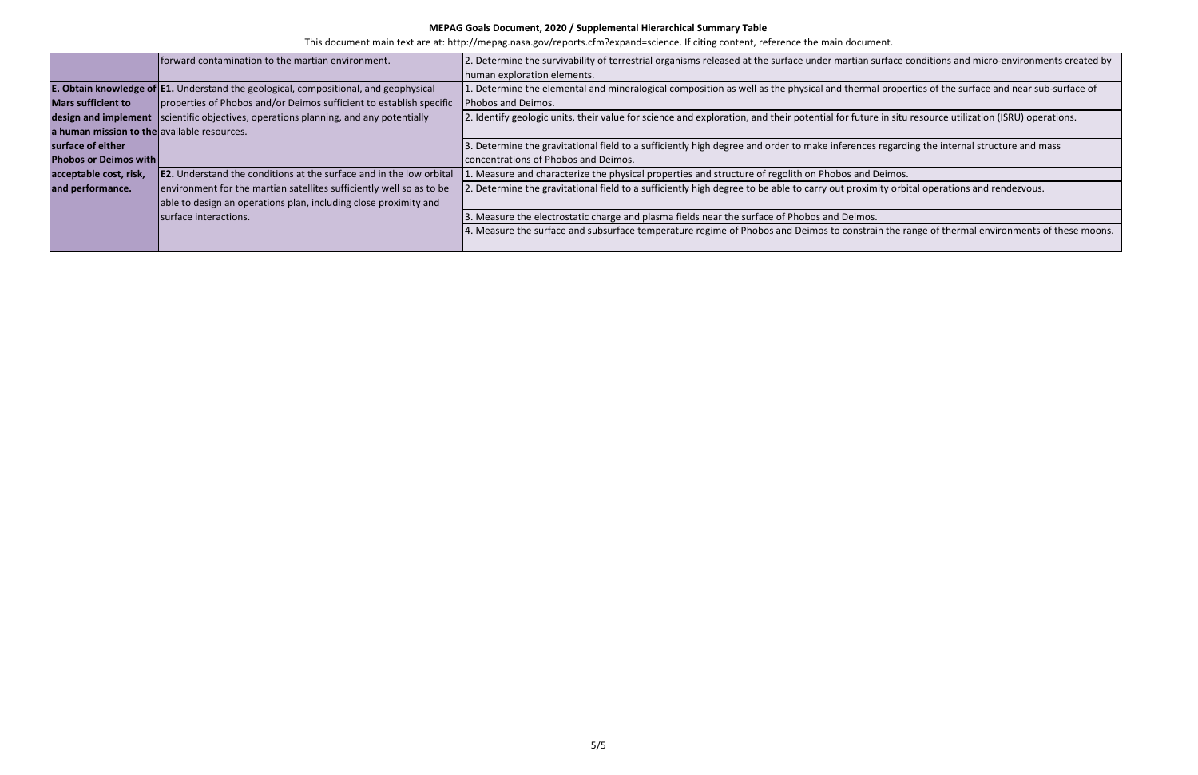**MEPAG Goals Document, 2020 / Supplemental Hierarchical Summary Table**

This document main text are at: http://mepag.nasa.gov/reports.cfm?expand=science. If citing content, reference the main document.

| | | |
|---|---|---|
| | forward contamination to the martian environment. | 2. Determine the survivability of terrestrial organisms released at the surface under martian surface conditions and micro-environments created by human exploration elements. |
| **E. Obtain knowledge of Mars sufficient to design and implement a human mission to the surface of either Phobos or Deimos with acceptable cost, risk, and performance.** | **E1.** Understand the geological, compositional, and geophysical properties of Phobos and/or Deimos sufficient to establish specific scientific objectives, operations planning, and any potentially available resources. | 1. Determine the elemental and mineralogical composition as well as the physical and thermal properties of the surface and near sub-surface of Phobos and Deimos. |
| | | 2. Identify geologic units, their value for science and exploration, and their potential for future in situ resource utilization (ISRU) operations. |
| | | 3. Determine the gravitational field to a sufficiently high degree and order to make inferences regarding the internal structure and mass concentrations of Phobos and Deimos. |
| | **E2.** Understand the conditions at the surface and in the low orbital environment for the martian satellites sufficiently well so as to be able to design an operations plan, including close proximity and surface interactions. | 1. Measure and characterize the physical properties and structure of regolith on Phobos and Deimos. |
| | | 2. Determine the gravitational field to a sufficiently high degree to be able to carry out proximity orbital operations and rendezvous. |
| | | 3. Measure the electrostatic charge and plasma fields near the surface of Phobos and Deimos. |
| | | 4. Measure the surface and subsurface temperature regime of Phobos and Deimos to constrain the range of thermal environments of these moons. |